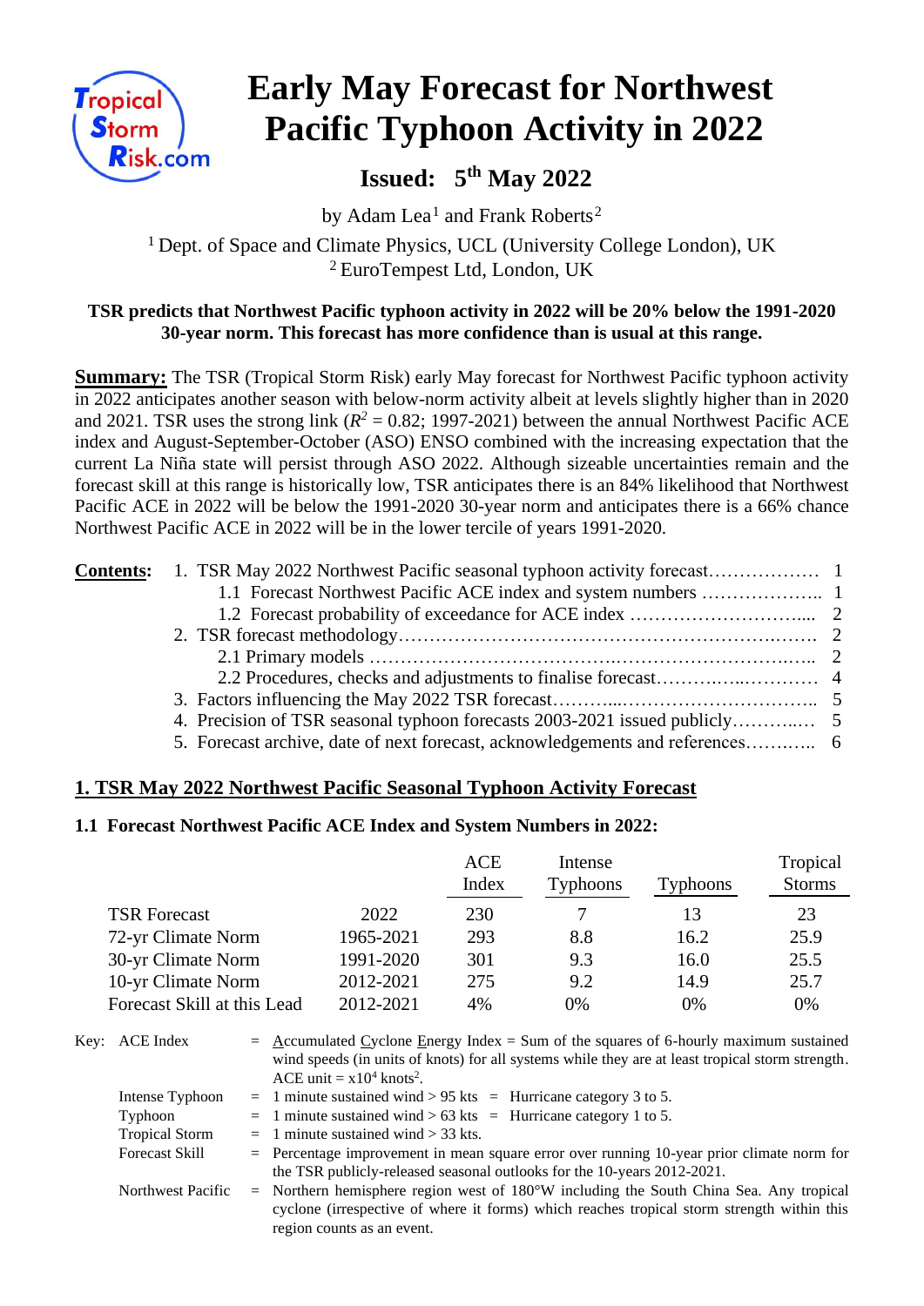# Early May Forecast for Northwest Pacific Typhoon Activity in 2022

## Issued: 5th May 2022

by Adam Lea[1] and Frank Roberts[2]

[1] Dept. of Space and Climate Physics, UCL (University College London), UK
[2] EuroTempest Ltd, London, UK

**TSR predicts that Northwest Pacific typhoon activity in 2022 will be 20% below the 1991-2020 30-year norm. This forecast has more confidence than is usual at this range.**

**Summary:** The TSR (Tropical Storm Risk) early May forecast for Northwest Pacific typhoon activity in 2022 anticipates another season with below-norm activity albeit at levels slightly higher than in 2020 and 2021. TSR uses the strong link ($R^2$ = 0.82; 1997-2021) between the annual Northwest Pacific ACE index and August-September-October (ASO) ENSO combined with the increasing expectation that the current La Niña state will persist through ASO 2022. Although sizeable uncertainties remain and the forecast skill at this range is historically low, TSR anticipates there is an 84% likelihood that Northwest Pacific ACE in 2022 will be below the 1991-2020 30-year norm and anticipates there is a 66% chance Northwest Pacific ACE in 2022 will be in the lower tercile of years 1991-2020.

**Contents:**

1. TSR May 2022 Northwest Pacific seasonal typhoon activity forecast .................. 1
   - 1.1 Forecast Northwest Pacific ACE index and system numbers .................. 1
   - 1.2 Forecast probability of exceedance for ACE index .................. 2
2. TSR forecast methodology .................. 2
   - 2.1 Primary models .................. 2
   - 2.2 Procedures, checks and adjustments to finalise forecast .................. 4
3. Factors influencing the May 2022 TSR forecast .................. 5
4. Precision of TSR seasonal typhoon forecasts 2003-2021 issued publicly .................. 5
5. Forecast archive, date of next forecast, acknowledgements and references .................. 6

## 1. TSR May 2022 Northwest Pacific Seasonal Typhoon Activity Forecast

### 1.1 Forecast Northwest Pacific ACE Index and System Numbers in 2022:

| | | ACE Index | Intense Typhoons | Typhoons | Tropical Storms |
|---|---|---|---|---|---|
| TSR Forecast | 2022 | 230 | 7 | 13 | 23 |
| 72-yr Climate Norm | 1965-2021 | 293 | 8.8 | 16.2 | 25.9 |
| 30-yr Climate Norm | 1991-2020 | 301 | 9.3 | 16.0 | 25.5 |
| 10-yr Climate Norm | 2012-2021 | 275 | 9.2 | 14.9 | 25.7 |
| Forecast Skill at this Lead | 2012-2021 | 4% | 0% | 0% | 0% |

Key:
- ACE Index = Accumulated Cyclone Energy Index = Sum of the squares of 6-hourly maximum sustained wind speeds (in units of knots) for all systems while they are at least tropical storm strength. ACE unit = $x10^4$ $knots^2$.
- Intense Typhoon = 1 minute sustained wind > 95 kts = Hurricane category 3 to 5.
- Typhoon = 1 minute sustained wind > 63 kts = Hurricane category 1 to 5.
- Tropical Storm = 1 minute sustained wind > 33 kts.
- Forecast Skill = Percentage improvement in mean square error over running 10-year prior climate norm for the TSR publicly-released seasonal outlooks for the 10-years 2012-2021.
- Northwest Pacific = Northern hemisphere region west of 180°W including the South China Sea. Any tropical cyclone (irrespective of where it forms) which reaches tropical storm strength within this region counts as an event.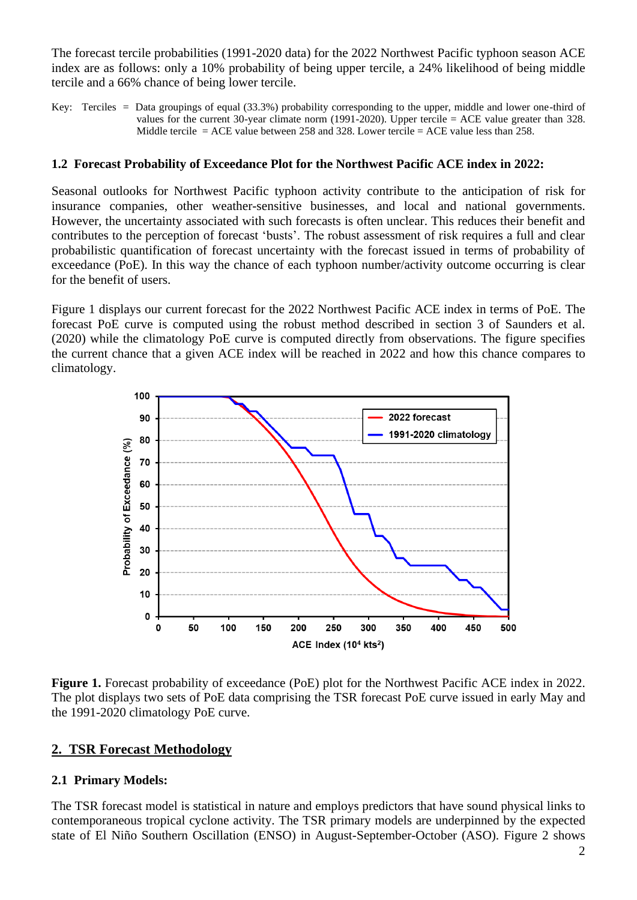The forecast tercile probabilities (1991-2020 data) for the 2022 Northwest Pacific typhoon season ACE index are as follows: only a 10% probability of being upper tercile, a 24% likelihood of being middle tercile and a 66% chance of being lower tercile.

Key: Terciles = Data groupings of equal (33.3%) probability corresponding to the upper, middle and lower one-third of values for the current 30-year climate norm (1991-2020). Upper tercile = ACE value greater than 328. Middle tercile = ACE value between 258 and 328. Lower tercile = ACE value less than 258.

### 1.2 Forecast Probability of Exceedance Plot for the Northwest Pacific ACE index in 2022:

Seasonal outlooks for Northwest Pacific typhoon activity contribute to the anticipation of risk for insurance companies, other weather-sensitive businesses, and local and national governments. However, the uncertainty associated with such forecasts is often unclear. This reduces their benefit and contributes to the perception of forecast 'busts'. The robust assessment of risk requires a full and clear probabilistic quantification of forecast uncertainty with the forecast issued in terms of probability of exceedance (PoE). In this way the chance of each typhoon number/activity outcome occurring is clear for the benefit of users.

Figure 1 displays our current forecast for the 2022 Northwest Pacific ACE index in terms of PoE. The forecast PoE curve is computed using the robust method described in section 3 of Saunders et al. (2020) while the climatology PoE curve is computed directly from observations. The figure specifies the current chance that a given ACE index will be reached in 2022 and how this chance compares to climatology.

**Figure 1.** Forecast probability of exceedance (PoE) plot for the Northwest Pacific ACE index in 2022. The plot displays two sets of PoE data comprising the TSR forecast PoE curve issued in early May and the 1991-2020 climatology PoE curve.

## 2. TSR Forecast Methodology

### 2.1 Primary Models:

The TSR forecast model is statistical in nature and employs predictors that have sound physical links to contemporaneous tropical cyclone activity. The TSR primary models are underpinned by the expected state of El Niño Southern Oscillation (ENSO) in August-September-October (ASO). Figure 2 shows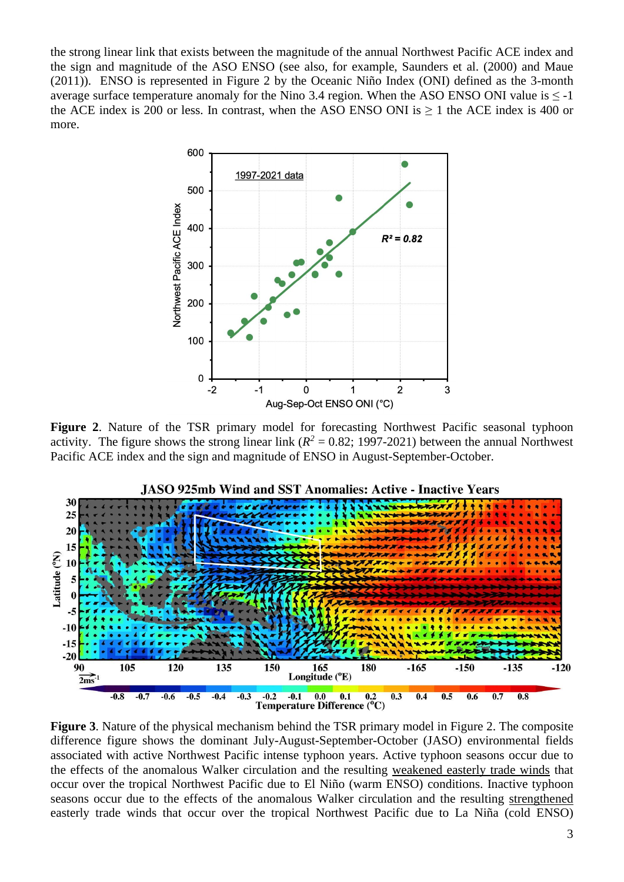the strong linear link that exists between the magnitude of the annual Northwest Pacific ACE index and the sign and magnitude of the ASO ENSO (see also, for example, Saunders et al. (2000) and Maue (2011)). ENSO is represented in Figure 2 by the Oceanic Niño Index (ONI) defined as the 3-month average surface temperature anomaly for the Nino 3.4 region. When the ASO ENSO ONI value is ≤ -1 the ACE index is 200 or less. In contrast, when the ASO ENSO ONI is ≥ 1 the ACE index is 400 or more.

**Figure 2**. Nature of the TSR primary model for forecasting Northwest Pacific seasonal typhoon activity. The figure shows the strong linear link ($R^2$ = 0.82; 1997-2021) between the annual Northwest Pacific ACE index and the sign and magnitude of ENSO in August-September-October.

**Figure 3**. Nature of the physical mechanism behind the TSR primary model in Figure 2. The composite difference figure shows the dominant July-August-September-October (JASO) environmental fields associated with active Northwest Pacific intense typhoon years. Active typhoon seasons occur due to the effects of the anomalous Walker circulation and the resulting weakened easterly trade winds that occur over the tropical Northwest Pacific due to El Niño (warm ENSO) conditions. Inactive typhoon seasons occur due to the effects of the anomalous Walker circulation and the resulting strengthened easterly trade winds that occur over the tropical Northwest Pacific due to La Niña (cold ENSO)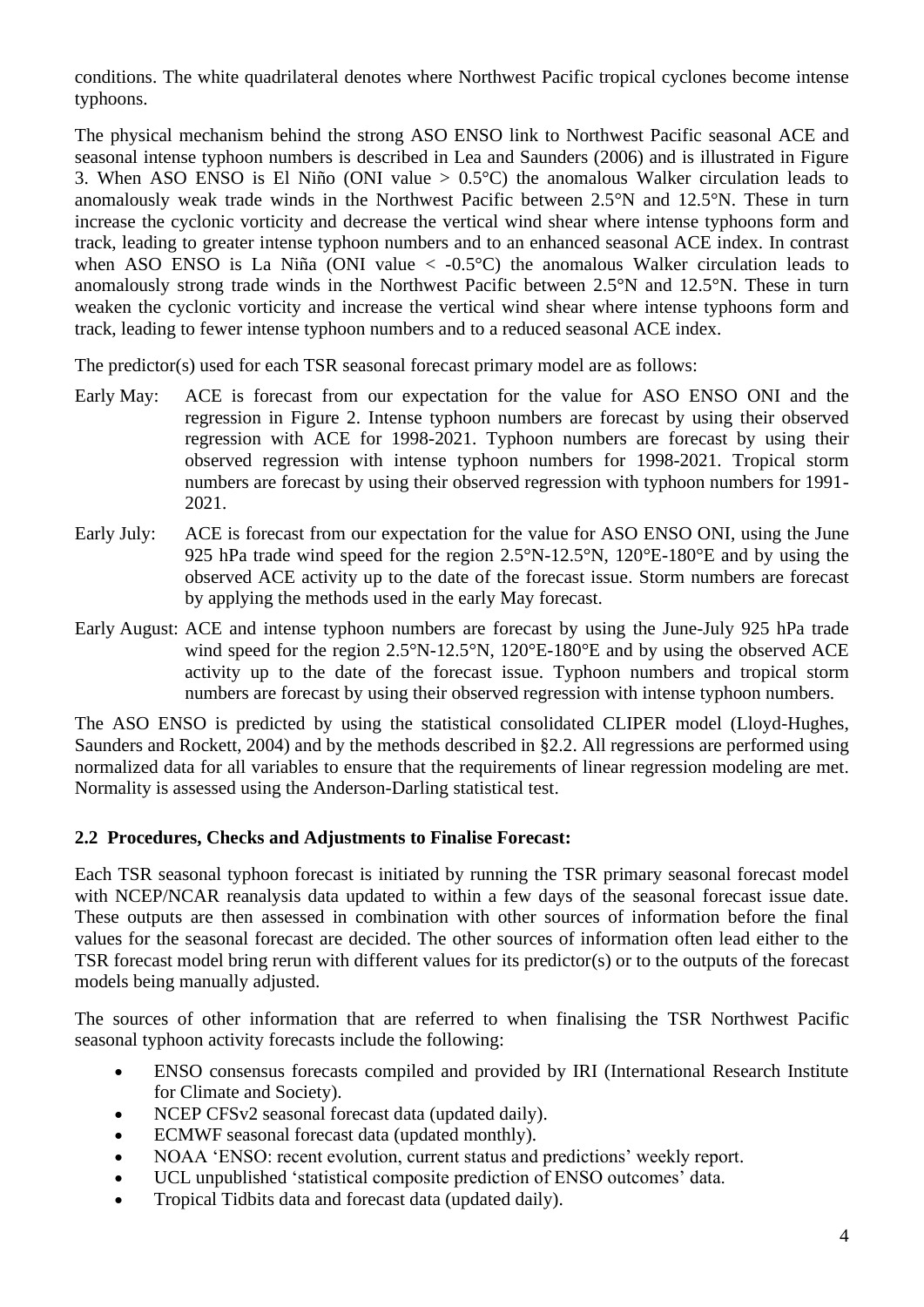conditions. The white quadrilateral denotes where Northwest Pacific tropical cyclones become intense typhoons.

The physical mechanism behind the strong ASO ENSO link to Northwest Pacific seasonal ACE and seasonal intense typhoon numbers is described in Lea and Saunders (2006) and is illustrated in Figure 3. When ASO ENSO is El Niño (ONI value > 0.5°C) the anomalous Walker circulation leads to anomalously weak trade winds in the Northwest Pacific between 2.5°N and 12.5°N. These in turn increase the cyclonic vorticity and decrease the vertical wind shear where intense typhoons form and track, leading to greater intense typhoon numbers and to an enhanced seasonal ACE index. In contrast when ASO ENSO is La Niña (ONI value < -0.5°C) the anomalous Walker circulation leads to anomalously strong trade winds in the Northwest Pacific between 2.5°N and 12.5°N. These in turn weaken the cyclonic vorticity and increase the vertical wind shear where intense typhoons form and track, leading to fewer intense typhoon numbers and to a reduced seasonal ACE index.

The predictor(s) used for each TSR seasonal forecast primary model are as follows:

Early May: ACE is forecast from our expectation for the value for ASO ENSO ONI and the regression in Figure 2. Intense typhoon numbers are forecast by using their observed regression with ACE for 1998-2021. Typhoon numbers are forecast by using their observed regression with intense typhoon numbers for 1998-2021. Tropical storm numbers are forecast by using their observed regression with typhoon numbers for 1991-2021.

Early July: ACE is forecast from our expectation for the value for ASO ENSO ONI, using the June 925 hPa trade wind speed for the region 2.5°N-12.5°N, 120°E-180°E and by using the observed ACE activity up to the date of the forecast issue. Storm numbers are forecast by applying the methods used in the early May forecast.

Early August: ACE and intense typhoon numbers are forecast by using the June-July 925 hPa trade wind speed for the region 2.5°N-12.5°N, 120°E-180°E and by using the observed ACE activity up to the date of the forecast issue. Typhoon numbers and tropical storm numbers are forecast by using their observed regression with intense typhoon numbers.

The ASO ENSO is predicted by using the statistical consolidated CLIPER model (Lloyd-Hughes, Saunders and Rockett, 2004) and by the methods described in §2.2. All regressions are performed using normalized data for all variables to ensure that the requirements of linear regression modeling are met. Normality is assessed using the Anderson-Darling statistical test.

### 2.2 Procedures, Checks and Adjustments to Finalise Forecast:

Each TSR seasonal typhoon forecast is initiated by running the TSR primary seasonal forecast model with NCEP/NCAR reanalysis data updated to within a few days of the seasonal forecast issue date. These outputs are then assessed in combination with other sources of information before the final values for the seasonal forecast are decided. The other sources of information often lead either to the TSR forecast model bring rerun with different values for its predictor(s) or to the outputs of the forecast models being manually adjusted.

The sources of other information that are referred to when finalising the TSR Northwest Pacific seasonal typhoon activity forecasts include the following:

- ENSO consensus forecasts compiled and provided by IRI (International Research Institute for Climate and Society).
- NCEP CFSv2 seasonal forecast data (updated daily).
- ECMWF seasonal forecast data (updated monthly).
- NOAA 'ENSO: recent evolution, current status and predictions' weekly report.
- UCL unpublished 'statistical composite prediction of ENSO outcomes' data.
- Tropical Tidbits data and forecast data (updated daily).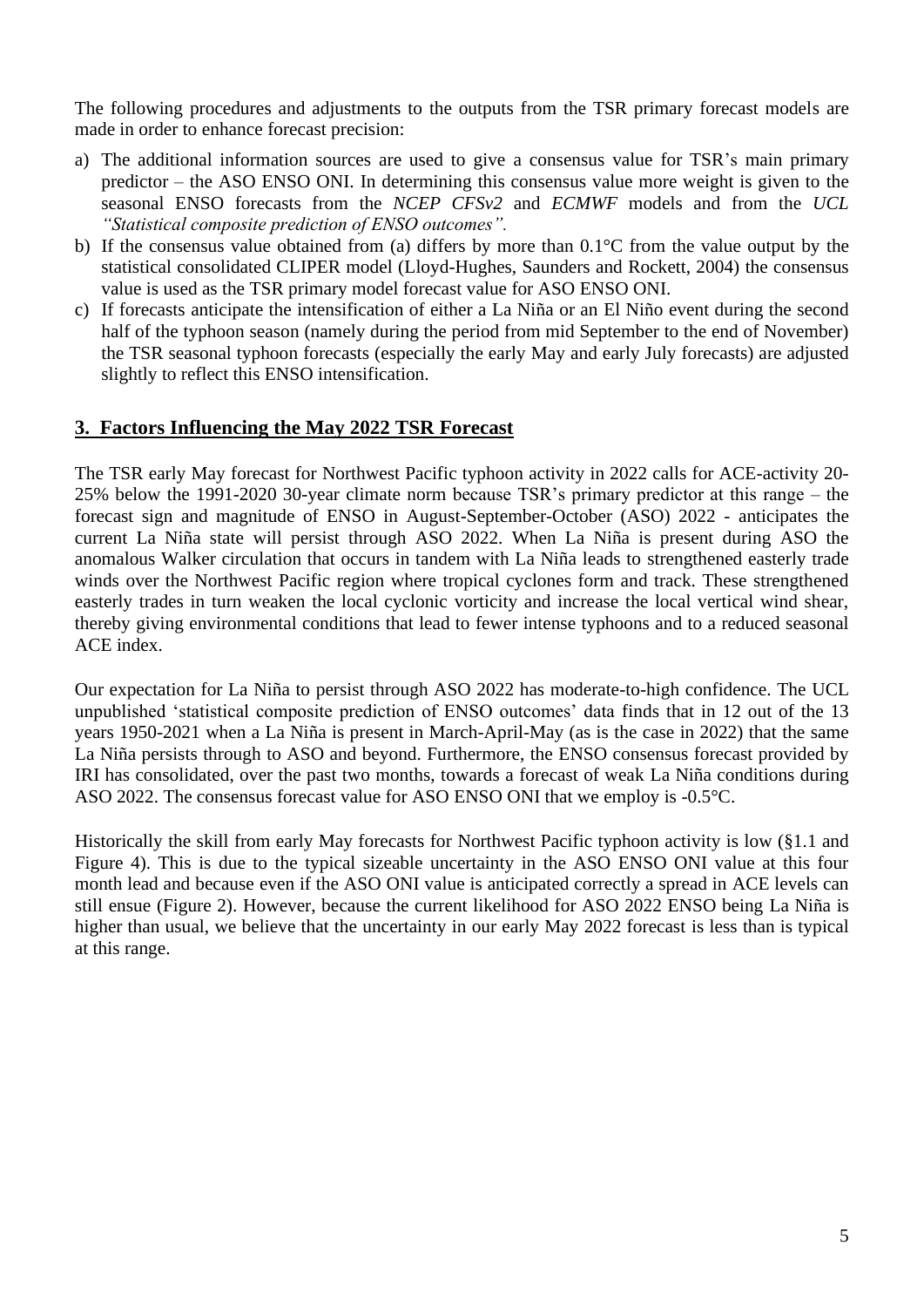The following procedures and adjustments to the outputs from the TSR primary forecast models are made in order to enhance forecast precision:

a) The additional information sources are used to give a consensus value for TSR's main primary predictor – the ASO ENSO ONI. In determining this consensus value more weight is given to the seasonal ENSO forecasts from the *NCEP CFSv2* and *ECMWF* models and from the *UCL "Statistical composite prediction of ENSO outcomes".*
b) If the consensus value obtained from (a) differs by more than 0.1°C from the value output by the statistical consolidated CLIPER model (Lloyd-Hughes, Saunders and Rockett, 2004) the consensus value is used as the TSR primary model forecast value for ASO ENSO ONI.
c) If forecasts anticipate the intensification of either a La Niña or an El Niño event during the second half of the typhoon season (namely during the period from mid September to the end of November) the TSR seasonal typhoon forecasts (especially the early May and early July forecasts) are adjusted slightly to reflect this ENSO intensification.

## 3. Factors Influencing the May 2022 TSR Forecast

The TSR early May forecast for Northwest Pacific typhoon activity in 2022 calls for ACE-activity 20-25% below the 1991-2020 30-year climate norm because TSR's primary predictor at this range – the forecast sign and magnitude of ENSO in August-September-October (ASO) 2022 - anticipates the current La Niña state will persist through ASO 2022. When La Niña is present during ASO the anomalous Walker circulation that occurs in tandem with La Niña leads to strengthened easterly trade winds over the Northwest Pacific region where tropical cyclones form and track. These strengthened easterly trades in turn weaken the local cyclonic vorticity and increase the local vertical wind shear, thereby giving environmental conditions that lead to fewer intense typhoons and to a reduced seasonal ACE index.

Our expectation for La Niña to persist through ASO 2022 has moderate-to-high confidence. The UCL unpublished 'statistical composite prediction of ENSO outcomes' data finds that in 12 out of the 13 years 1950-2021 when a La Niña is present in March-April-May (as is the case in 2022) that the same La Niña persists through to ASO and beyond. Furthermore, the ENSO consensus forecast provided by IRI has consolidated, over the past two months, towards a forecast of weak La Niña conditions during ASO 2022. The consensus forecast value for ASO ENSO ONI that we employ is -0.5°C.

Historically the skill from early May forecasts for Northwest Pacific typhoon activity is low (§1.1 and Figure 4). This is due to the typical sizeable uncertainty in the ASO ENSO ONI value at this four month lead and because even if the ASO ONI value is anticipated correctly a spread in ACE levels can still ensue (Figure 2). However, because the current likelihood for ASO 2022 ENSO being La Niña is higher than usual, we believe that the uncertainty in our early May 2022 forecast is less than is typical at this range.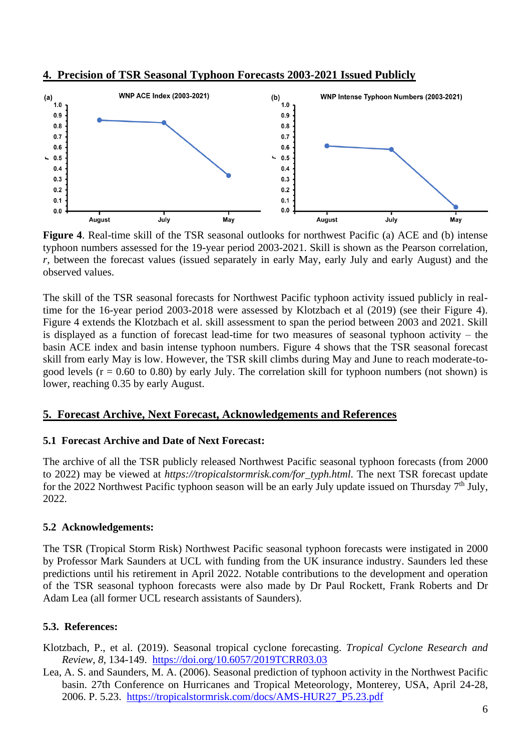## 4. Precision of TSR Seasonal Typhoon Forecasts 2003-2021 Issued Publicly

**Figure 4**. Real-time skill of the TSR seasonal outlooks for northwest Pacific (a) ACE and (b) intense typhoon numbers assessed for the 19-year period 2003-2021. Skill is shown as the Pearson correlation, *r*, between the forecast values (issued separately in early May, early July and early August) and the observed values.

The skill of the TSR seasonal forecasts for Northwest Pacific typhoon activity issued publicly in real-time for the 16-year period 2003-2018 were assessed by Klotzbach et al (2019) (see their Figure 4). Figure 4 extends the Klotzbach et al. skill assessment to span the period between 2003 and 2021. Skill is displayed as a function of forecast lead-time for two measures of seasonal typhoon activity – the basin ACE index and basin intense typhoon numbers. Figure 4 shows that the TSR seasonal forecast skill from early May is low. However, the TSR skill climbs during May and June to reach moderate-to-good levels (r = 0.60 to 0.80) by early July. The correlation skill for typhoon numbers (not shown) is lower, reaching 0.35 by early August.

## 5. Forecast Archive, Next Forecast, Acknowledgements and References

### 5.1 Forecast Archive and Date of Next Forecast:

The archive of all the TSR publicly released Northwest Pacific seasonal typhoon forecasts (from 2000 to 2022) may be viewed at *https://tropicalstormrisk.com/for_typh.html*. The next TSR forecast update for the 2022 Northwest Pacific typhoon season will be an early July update issued on Thursday 7th July, 2022.

### 5.2 Acknowledgements:

The TSR (Tropical Storm Risk) Northwest Pacific seasonal typhoon forecasts were instigated in 2000 by Professor Mark Saunders at UCL with funding from the UK insurance industry. Saunders led these predictions until his retirement in April 2022. Notable contributions to the development and operation of the TSR seasonal typhoon forecasts were also made by Dr Paul Rockett, Frank Roberts and Dr Adam Lea (all former UCL research assistants of Saunders).

### 5.3. References:

Klotzbach, P., et al. (2019). Seasonal tropical cyclone forecasting. *Tropical Cyclone Research and Review*, *8*, 134-149. https://doi.org/10.6057/2019TCRR03.03

Lea, A. S. and Saunders, M. A. (2006). Seasonal prediction of typhoon activity in the Northwest Pacific basin. 27th Conference on Hurricanes and Tropical Meteorology, Monterey, USA, April 24-28, 2006. P. 5.23. https://tropicalstormrisk.com/docs/AMS-HUR27_P5.23.pdf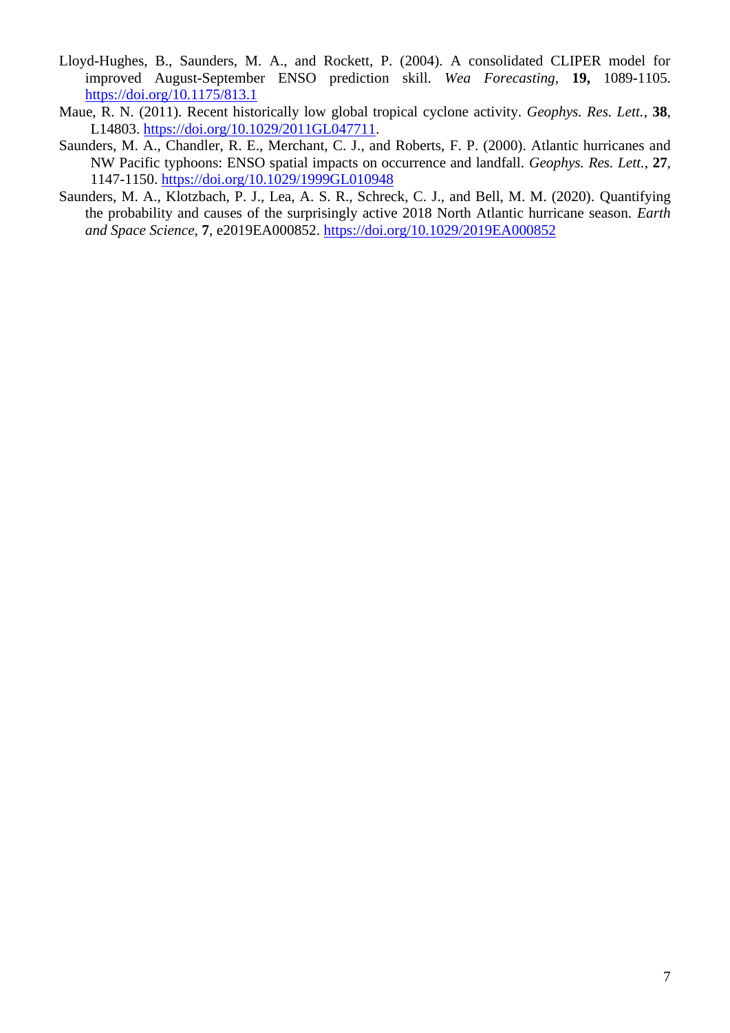Lloyd-Hughes, B., Saunders, M. A., and Rockett, P. (2004). A consolidated CLIPER model for improved August-September ENSO prediction skill. *Wea Forecasting*, **19,** 1089-1105. https://doi.org/10.1175/813.1

Maue, R. N. (2011). Recent historically low global tropical cyclone activity. *Geophys. Res. Lett.*, **38**, L14803. https://doi.org/10.1029/2011GL047711.

Saunders, M. A., Chandler, R. E., Merchant, C. J., and Roberts, F. P. (2000). Atlantic hurricanes and NW Pacific typhoons: ENSO spatial impacts on occurrence and landfall. *Geophys. Res. Lett.*, **27**, 1147-1150. https://doi.org/10.1029/1999GL010948

Saunders, M. A., Klotzbach, P. J., Lea, A. S. R., Schreck, C. J., and Bell, M. M. (2020). Quantifying the probability and causes of the surprisingly active 2018 North Atlantic hurricane season. *Earth and Space Science*, **7**, e2019EA000852. https://doi.org/10.1029/2019EA000852